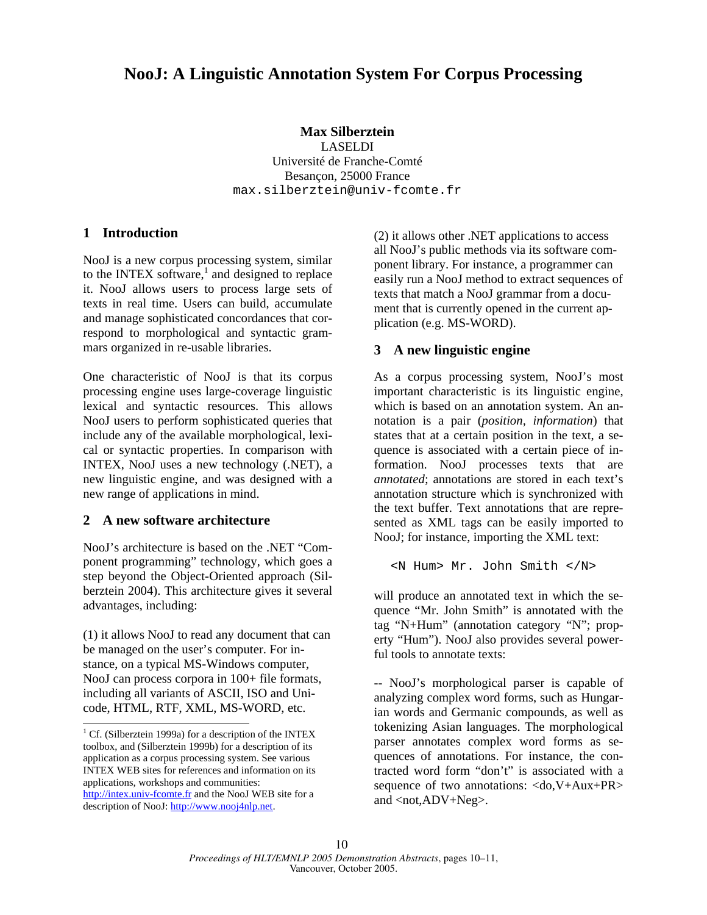# NooJ: A Linguistic Annotation System For Corpus Processing

**Max Silberztein**
LASELDI
Université de Franche-Comté
Besançon, 25000 France
max.silberztein@univ-fcomte.fr

## 1 Introduction

NooJ is a new corpus processing system, similar to the INTEX software,[1] and designed to replace it. NooJ allows users to process large sets of texts in real time. Users can build, accumulate and manage sophisticated concordances that correspond to morphological and syntactic grammars organized in re-usable libraries.

One characteristic of NooJ is that its corpus processing engine uses large-coverage linguistic lexical and syntactic resources. This allows NooJ users to perform sophisticated queries that include any of the available morphological, lexical or syntactic properties. In comparison with INTEX, NooJ uses a new technology (.NET), a new linguistic engine, and was designed with a new range of applications in mind.

## 2 A new software architecture

NooJ's architecture is based on the .NET "Component programming" technology, which goes a step beyond the Object-Oriented approach (Silberztein 2004). This architecture gives it several advantages, including:

(1) it allows NooJ to read any document that can be managed on the user's computer. For instance, on a typical MS-Windows computer, NooJ can process corpora in 100+ file formats, including all variants of ASCII, ISO and Unicode, HTML, RTF, XML, MS-WORD, etc.

(2) it allows other .NET applications to access all NooJ's public methods via its software component library. For instance, a programmer can easily run a NooJ method to extract sequences of texts that match a NooJ grammar from a document that is currently opened in the current application (e.g. MS-WORD).

## 3 A new linguistic engine

As a corpus processing system, NooJ's most important characteristic is its linguistic engine, which is based on an annotation system. An annotation is a pair (*position*, *information*) that states that at a certain position in the text, a sequence is associated with a certain piece of information. NooJ processes texts that are *annotated*; annotations are stored in each text's annotation structure which is synchronized with the text buffer. Text annotations that are represented as XML tags can be easily imported to NooJ; for instance, importing the XML text:

```
<N Hum> Mr. John Smith </N>
```

will produce an annotated text in which the sequence "Mr. John Smith" is annotated with the tag "N+Hum" (annotation category "N"; property "Hum"). NooJ also provides several powerful tools to annotate texts:

-- NooJ's morphological parser is capable of analyzing complex word forms, such as Hungarian words and Germanic compounds, as well as tokenizing Asian languages. The morphological parser annotates complex word forms as sequences of annotations. For instance, the contracted word form "don't" is associated with a sequence of two annotations: <do,V+Aux+PR> and <not,ADV+Neg>.

[1] Cf. (Silberztein 1999a) for a description of the INTEX toolbox, and (Silberztein 1999b) for a description of its application as a corpus processing system. See various INTEX WEB sites for references and information on its applications, workshops and communities: http://intex.univ-fcomte.fr and the NooJ WEB site for a description of NooJ: http://www.nooj4nlp.net.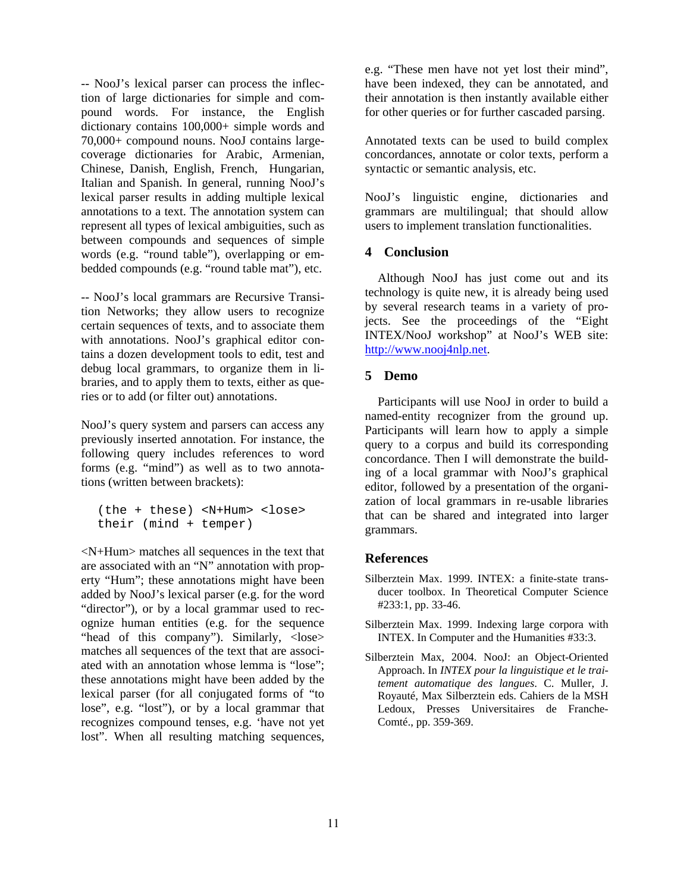-- NooJ's lexical parser can process the inflection of large dictionaries for simple and compound words. For instance, the English dictionary contains 100,000+ simple words and 70,000+ compound nouns. NooJ contains large-coverage dictionaries for Arabic, Armenian, Chinese, Danish, English, French, Hungarian, Italian and Spanish. In general, running NooJ's lexical parser results in adding multiple lexical annotations to a text. The annotation system can represent all types of lexical ambiguities, such as between compounds and sequences of simple words (e.g. "round table"), overlapping or embedded compounds (e.g. "round table mat"), etc.

-- NooJ's local grammars are Recursive Transition Networks; they allow users to recognize certain sequences of texts, and to associate them with annotations. NooJ's graphical editor contains a dozen development tools to edit, test and debug local grammars, to organize them in libraries, and to apply them to texts, either as queries or to add (or filter out) annotations.

NooJ's query system and parsers can access any previously inserted annotation. For instance, the following query includes references to word forms (e.g. "mind") as well as to two annotations (written between brackets):

```
(the + these) <N+Hum> <lose>
their (mind + temper)
```

<N+Hum> matches all sequences in the text that are associated with an "N" annotation with property "Hum"; these annotations might have been added by NooJ's lexical parser (e.g. for the word "director"), or by a local grammar used to recognize human entities (e.g. for the sequence "head of this company"). Similarly, <lose> matches all sequences of the text that are associated with an annotation whose lemma is "lose"; these annotations might have been added by the lexical parser (for all conjugated forms of "to lose", e.g. "lost"), or by a local grammar that recognizes compound tenses, e.g. 'have not yet lost". When all resulting matching sequences, e.g. "These men have not yet lost their mind", have been indexed, they can be annotated, and their annotation is then instantly available either for other queries or for further cascaded parsing.

Annotated texts can be used to build complex concordances, annotate or color texts, perform a syntactic or semantic analysis, etc.

NooJ's linguistic engine, dictionaries and grammars are multilingual; that should allow users to implement translation functionalities.

## 4 Conclusion

Although NooJ has just come out and its technology is quite new, it is already being used by several research teams in a variety of projects. See the proceedings of the "Eight INTEX/NooJ workshop" at NooJ's WEB site: http://www.nooj4nlp.net.

## 5 Demo

Participants will use NooJ in order to build a named-entity recognizer from the ground up. Participants will learn how to apply a simple query to a corpus and build its corresponding concordance. Then I will demonstrate the building of a local grammar with NooJ's graphical editor, followed by a presentation of the organization of local grammars in re-usable libraries that can be shared and integrated into larger grammars.

## References

Silberztein Max. 1999. INTEX: a finite-state transducer toolbox. In Theoretical Computer Science #233:1, pp. 33-46.

Silberztein Max. 1999. Indexing large corpora with INTEX. In Computer and the Humanities #33:3.

Silberztein Max, 2004. NooJ: an Object-Oriented Approach. In *INTEX pour la linguistique et le traitement automatique des langues*. C. Muller, J. Royauté, Max Silberztein eds. Cahiers de la MSH Ledoux, Presses Universitaires de Franche-Comté., pp. 359-369.